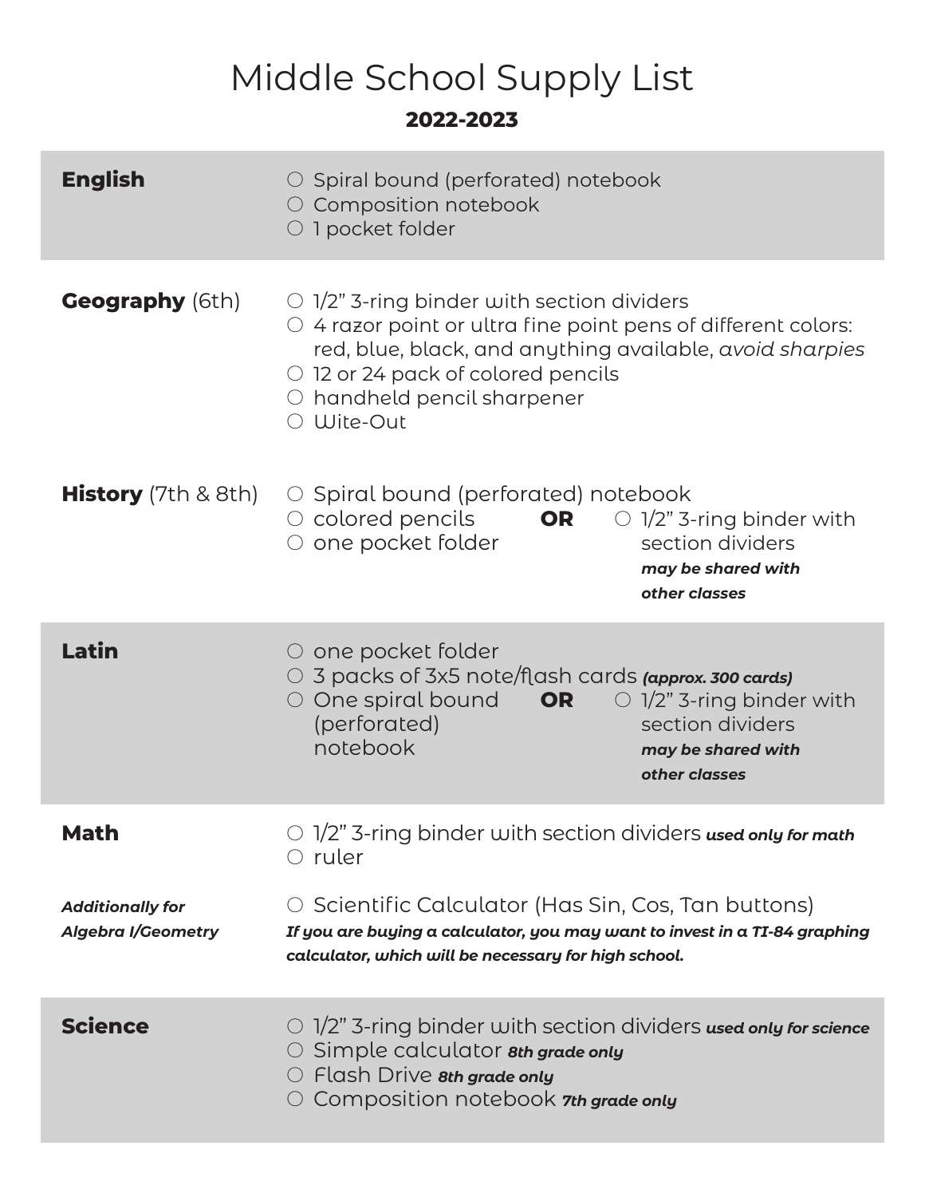# Middle School Supply List

**2022-2023**

| Subject | Supplies |
| --- | --- |
| **English** | ○ Spiral bound (perforated) notebook<br>○ Composition notebook<br>○ 1 pocket folder |
| **Geography** (6th) | ○ 1/2" 3-ring binder with section dividers<br>○ 4 razor point or ultra fine point pens of different colors: red, blue, black, and anything available, *avoid sharpies*<br>○ 12 or 24 pack of colored pencils<br>○ handheld pencil sharpener<br>○ Wite-Out |
| **History** (7th & 8th) | ○ Spiral bound (perforated) notebook<br>○ colored pencils<br>○ one pocket folder<br>**OR** ○ 1/2" 3-ring binder with section dividers ***may be shared with other classes*** |
| **Latin** | ○ one pocket folder<br>○ 3 packs of 3x5 note/flash cards ***(approx. 300 cards)***<br>○ One spiral bound (perforated) notebook **OR** ○ 1/2" 3-ring binder with section dividers ***may be shared with other classes*** |
| **Math** | ○ 1/2" 3-ring binder with section dividers ***used only for math***<br>○ ruler |
| ***Additionally for Algebra I/Geometry*** | ○ Scientific Calculator (Has Sin, Cos, Tan buttons)<br>***If you are buying a calculator, you may want to invest in a TI-84 graphing calculator, which will be necessary for high school.*** |
| **Science** | ○ 1/2" 3-ring binder with section dividers ***used only for science***<br>○ Simple calculator ***8th grade only***<br>○ Flash Drive ***8th grade only***<br>○ Composition notebook ***7th grade only*** |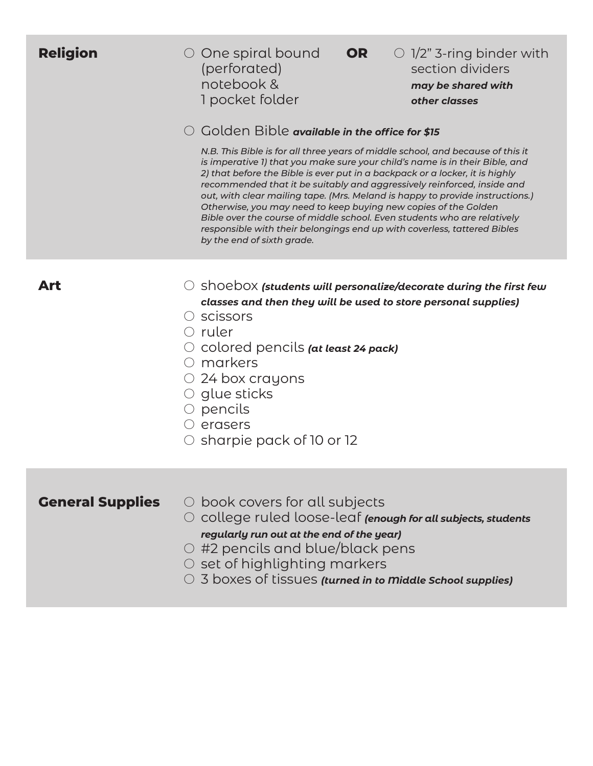## Religion

- ○ One spiral bound (perforated) notebook & 1 pocket folder **OR** ○ 1/2" 3-ring binder with section dividers ***may be shared with other classes***
- ○ Golden Bible ***available in the office for $15***

*N.B. This Bible is for all three years of middle school, and because of this it is imperative 1) that you make sure your child's name is in their Bible, and 2) that before the Bible is ever put in a backpack or a locker, it is highly recommended that it be suitably and aggressively reinforced, inside and out, with clear mailing tape. (Mrs. Meland is happy to provide instructions.) Otherwise, you may need to keep buying new copies of the Golden Bible over the course of middle school. Even students who are relatively responsible with their belongings end up with coverless, tattered Bibles by the end of sixth grade.*

## Art

- ○ shoebox ***(students will personalize/decorate during the first few classes and then they will be used to store personal supplies)***
- ○ scissors
- ○ ruler
- ○ colored pencils ***(at least 24 pack)***
- ○ markers
- ○ 24 box crayons
- ○ glue sticks
- ○ pencils
- ○ erasers
- ○ sharpie pack of 10 or 12

## General Supplies

- ○ book covers for all subjects
- ○ college ruled loose-leaf ***(enough for all subjects, students regularly run out at the end of the year)***
- ○ #2 pencils and blue/black pens
- ○ set of highlighting markers
- ○ 3 boxes of tissues ***(turned in to Middle School supplies)***